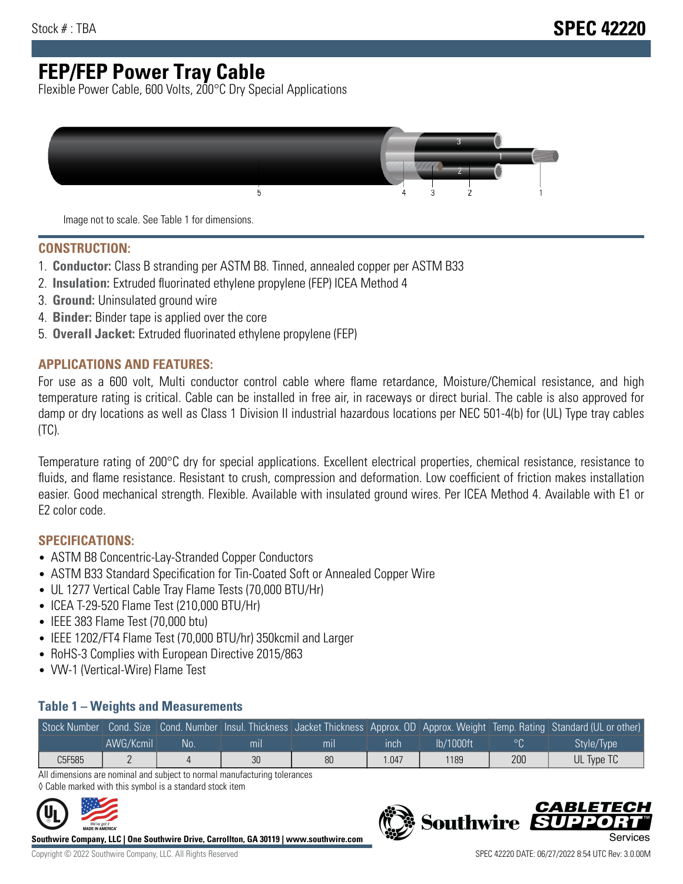Stock # : TBA

# SPEC 42220

# FEP/FEP Power Tray Cable

Flexible Power Cable, 600 Volts, 200°C Dry Special Applications

Image not to scale. See Table 1 for dimensions.

## CONSTRUCTION:

1. **Conductor:** Class B stranding per ASTM B8. Tinned, annealed copper per ASTM B33
2. **Insulation:** Extruded fluorinated ethylene propylene (FEP) ICEA Method 4
3. **Ground:** Uninsulated ground wire
4. **Binder:** Binder tape is applied over the core
5. **Overall Jacket:** Extruded fluorinated ethylene propylene (FEP)

## APPLICATIONS AND FEATURES:

For use as a 600 volt, Multi conductor control cable where flame retardance, Moisture/Chemical resistance, and high temperature rating is critical. Cable can be installed in free air, in raceways or direct burial. The cable is also approved for damp or dry locations as well as Class 1 Division II industrial hazardous locations per NEC 501-4(b) for (UL) Type tray cables (TC).

Temperature rating of 200°C dry for special applications. Excellent electrical properties, chemical resistance, resistance to fluids, and flame resistance. Resistant to crush, compression and deformation. Low coefficient of friction makes installation easier. Good mechanical strength. Flexible. Available with insulated ground wires. Per ICEA Method 4. Available with E1 or E2 color code.

## SPECIFICATIONS:

- ASTM B8 Concentric-Lay-Stranded Copper Conductors
- ASTM B33 Standard Specification for Tin-Coated Soft or Annealed Copper Wire
- UL 1277 Vertical Cable Tray Flame Tests (70,000 BTU/Hr)
- ICEA T-29-520 Flame Test (210,000 BTU/Hr)
- IEEE 383 Flame Test (70,000 btu)
- IEEE 1202/FT4 Flame Test (70,000 BTU/hr) 350kcmil and Larger
- RoHS-3 Complies with European Directive 2015/863
- VW-1 (Vertical-Wire) Flame Test

### Table 1 – Weights and Measurements

| Stock Number | Cond. Size | Cond. Number | Insul. Thickness | Jacket Thickness | Approx. OD | Approx. Weight | Temp. Rating | Standard (UL or other) |
|---|---|---|---|---|---|---|---|---|
| | AWG/Kcmil | No. | mil | mil | inch | lb/1000ft | °C | Style/Type |
| C5F585 | 2 | 4 | 30 | 80 | 1.047 | 1189 | 200 | UL Type TC |

All dimensions are nominal and subject to normal manufacturing tolerances

◊ Cable marked with this symbol is a standard stock item

**Southwire Company, LLC | One Southwire Drive, Carrollton, GA 30119 | www.southwire.com**

Copyright © 2022 Southwire Company, LLC. All Rights Reserved

SPEC 42220 DATE: 06/27/2022 8:54 UTC Rev: 3.0.00M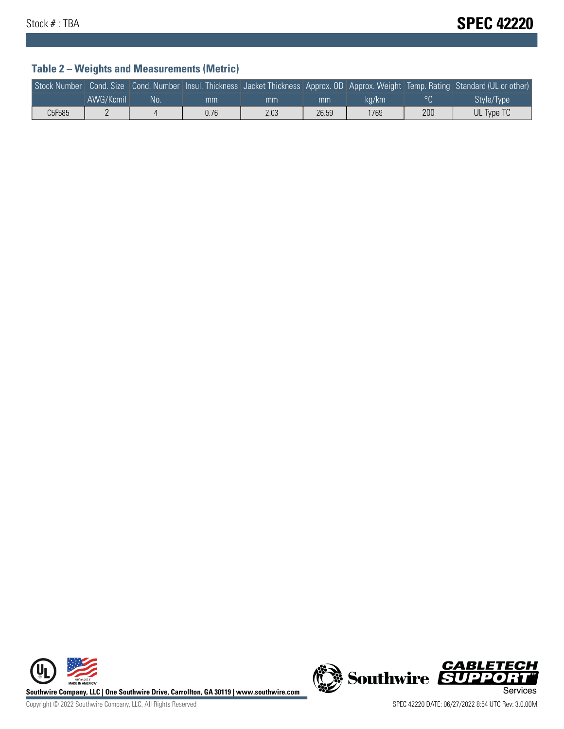### Table 2 – Weights and Measurements (Metric)

| Stock Number | Cond. Size | Cond. Number | Insul. Thickness | Jacket Thickness | Approx. OD | Approx. Weight | Temp. Rating | Standard (UL or other) |
|---|---|---|---|---|---|---|---|---|
| | AWG/Kcmil | No. | mm | mm | mm | kg/km | °C | Style/Type |
| C5F585 | 2 | 4 | 0.76 | 2.03 | 26.59 | 1769 | 200 | UL Type TC |